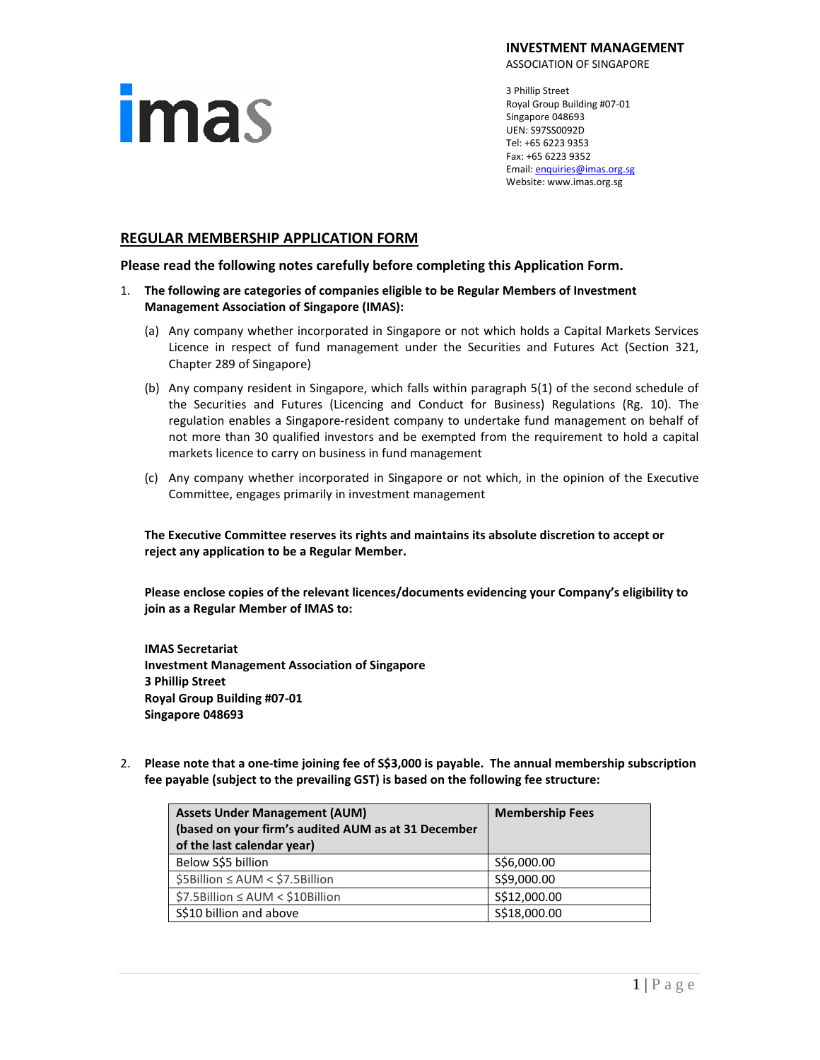imas

**INVESTMENT MANAGEMENT**
ASSOCIATION OF SINGAPORE

3 Phillip Street
Royal Group Building #07-01
Singapore 048693
UEN: S97SS0092D
Tel: +65 6223 9353
Fax: +65 6223 9352
Email: enquiries@imas.org.sg
Website: www.imas.org.sg

## REGULAR MEMBERSHIP APPLICATION FORM

**Please read the following notes carefully before completing this Application Form.**

1. **The following are categories of companies eligible to be Regular Members of Investment Management Association of Singapore (IMAS):**

   (a) Any company whether incorporated in Singapore or not which holds a Capital Markets Services Licence in respect of fund management under the Securities and Futures Act (Section 321, Chapter 289 of Singapore)

   (b) Any company resident in Singapore, which falls within paragraph 5(1) of the second schedule of the Securities and Futures (Licencing and Conduct for Business) Regulations (Rg. 10). The regulation enables a Singapore-resident company to undertake fund management on behalf of not more than 30 qualified investors and be exempted from the requirement to hold a capital markets licence to carry on business in fund management

   (c) Any company whether incorporated in Singapore or not which, in the opinion of the Executive Committee, engages primarily in investment management

   **The Executive Committee reserves its rights and maintains its absolute discretion to accept or reject any application to be a Regular Member.**

   **Please enclose copies of the relevant licences/documents evidencing your Company's eligibility to join as a Regular Member of IMAS to:**

   **IMAS Secretariat**
   **Investment Management Association of Singapore**
   **3 Phillip Street**
   **Royal Group Building #07-01**
   **Singapore 048693**

2. **Please note that a one-time joining fee of S$3,000 is payable. The annual membership subscription fee payable (subject to the prevailing GST) is based on the following fee structure:**

| Assets Under Management (AUM) (based on your firm's audited AUM as at 31 December of the last calendar year) | Membership Fees |
|---|---|
| Below S$5 billion | S$6,000.00 |
| \$5Billion ≤ AUM < \$7.5Billion | S$9,000.00 |
| \$7.5Billion ≤ AUM < \$10Billion | S$12,000.00 |
| S$10 billion and above | S$18,000.00 |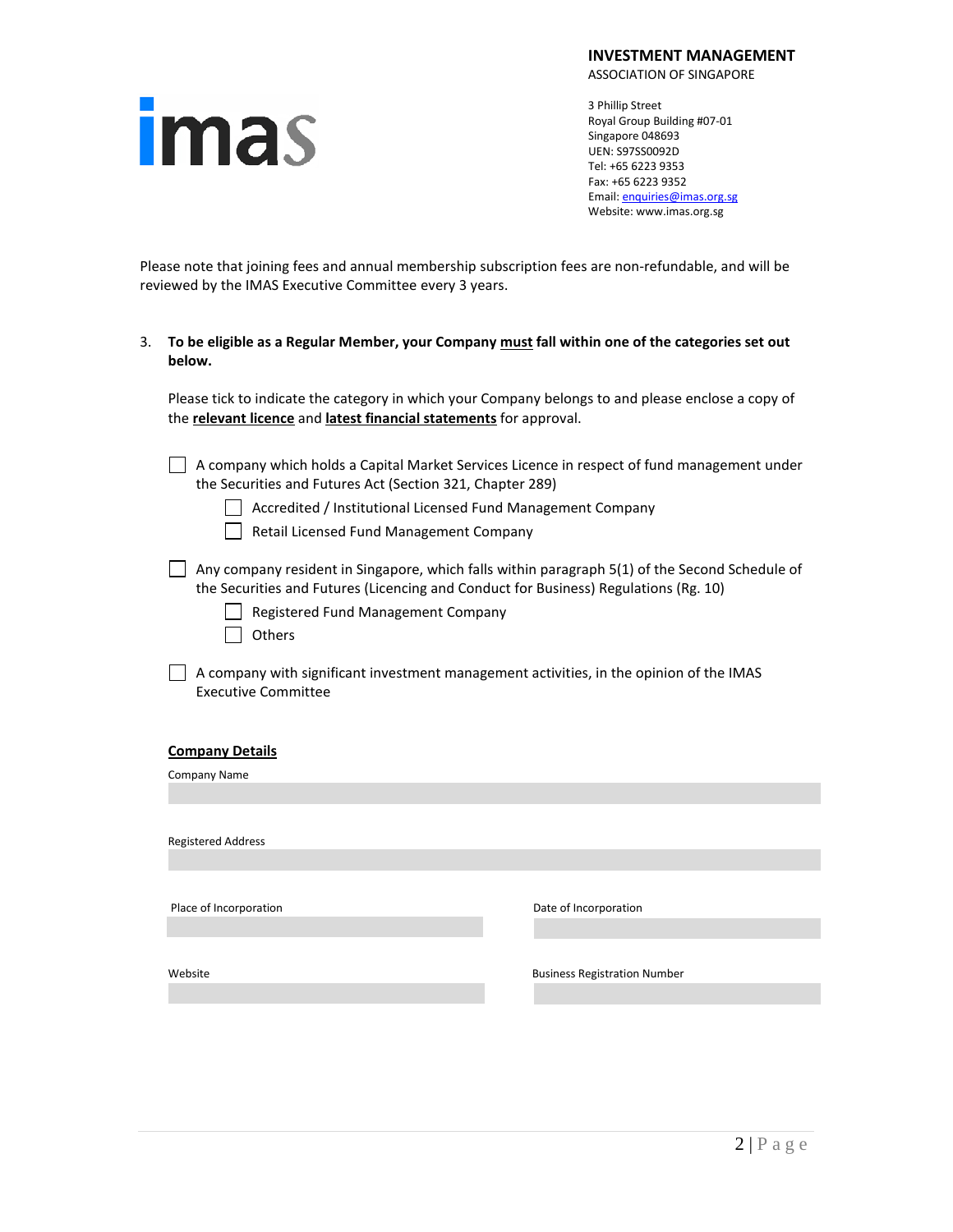**INVESTMENT MANAGEMENT**
ASSOCIATION OF SINGAPORE

imas

3 Phillip Street
Royal Group Building #07-01
Singapore 048693
UEN: S97SS0092D
Tel: +65 6223 9353
Fax: +65 6223 9352
Email: enquiries@imas.org.sg
Website: www.imas.org.sg

Please note that joining fees and annual membership subscription fees are non-refundable, and will be reviewed by the IMAS Executive Committee every 3 years.

3. **To be eligible as a Regular Member, your Company <u>must</u> fall within one of the categories set out below.**

   Please tick to indicate the category in which your Company belongs to and please enclose a copy of the **<u>relevant licence</u>** and **<u>latest financial statements</u>** for approval.

- ☐ A company which holds a Capital Market Services Licence in respect of fund management under the Securities and Futures Act (Section 321, Chapter 289)
  - ☐ Accredited / Institutional Licensed Fund Management Company
  - ☐ Retail Licensed Fund Management Company
- ☐ Any company resident in Singapore, which falls within paragraph 5(1) of the Second Schedule of the Securities and Futures (Licencing and Conduct for Business) Regulations (Rg. 10)
  - ☐ Registered Fund Management Company
  - ☐ Others
- ☐ A company with significant investment management activities, in the opinion of the IMAS Executive Committee

**<u>Company Details</u>**

Company Name

Registered Address

Place of Incorporation

Date of Incorporation

Website

Business Registration Number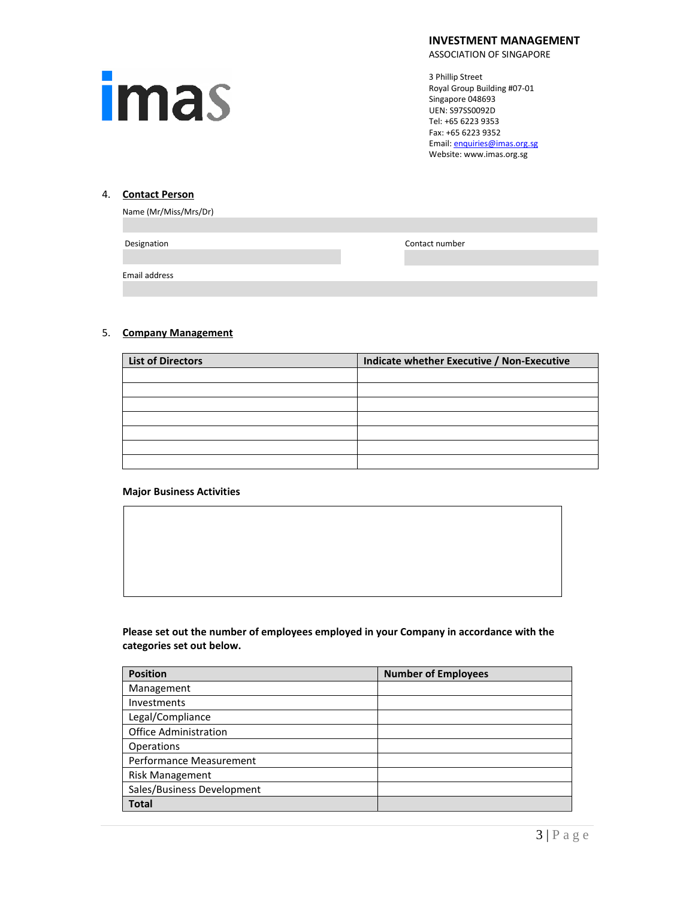**INVESTMENT MANAGEMENT**
ASSOCIATION OF SINGAPORE

3 Phillip Street
Royal Group Building #07-01
Singapore 048693
UEN: S97SS0092D
Tel: +65 6223 9353
Fax: +65 6223 9352
Email: enquiries@imas.org.sg
Website: www.imas.org.sg

## 4. Contact Person

Name (Mr/Miss/Mrs/Dr)

Designation

Contact number

Email address

## 5. Company Management

| List of Directors | Indicate whether Executive / Non-Executive |
|---|---|
| | |
| | |
| | |
| | |
| | |
| | |
| | |

**Major Business Activities**

**Please set out the number of employees employed in your Company in accordance with the categories set out below.**

| Position | Number of Employees |
|---|---|
| Management | |
| Investments | |
| Legal/Compliance | |
| Office Administration | |
| Operations | |
| Performance Measurement | |
| Risk Management | |
| Sales/Business Development | |
| **Total** | |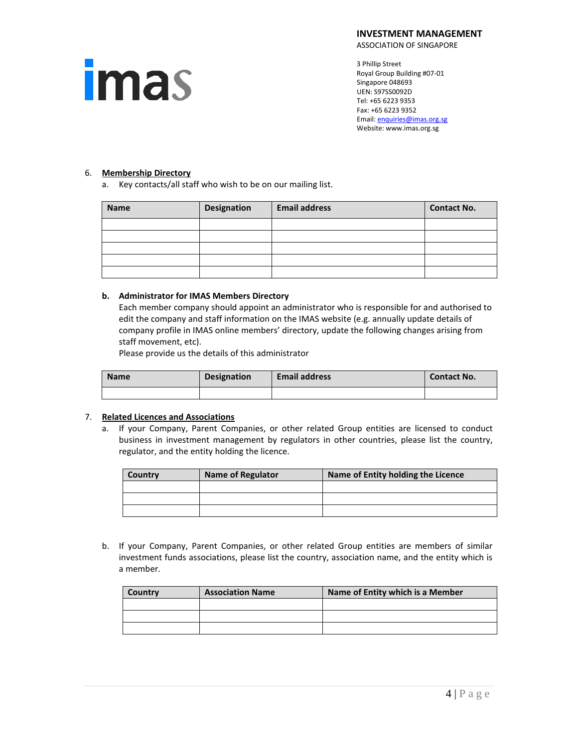INVESTMENT MANAGEMENT
ASSOCIATION OF SINGAPORE

imas

3 Phillip Street
Royal Group Building #07-01
Singapore 048693
UEN: S97SS0092D
Tel: +65 6223 9353
Fax: +65 6223 9352
Email: enquiries@imas.org.sg
Website: www.imas.org.sg

6. **Membership Directory**

a. Key contacts/all staff who wish to be on our mailing list.

| Name | Designation | Email address | Contact No. |
|---|---|---|---|
| | | | |
| | | | |
| | | | |
| | | | |
| | | | |

**b. Administrator for IMAS Members Directory**

Each member company should appoint an administrator who is responsible for and authorised to edit the company and staff information on the IMAS website (e.g. annually update details of company profile in IMAS online members' directory, update the following changes arising from staff movement, etc).

Please provide us the details of this administrator

| Name | Designation | Email address | Contact No. |
|---|---|---|---|
| | | | |

7. **Related Licences and Associations**

a. If your Company, Parent Companies, or other related Group entities are licensed to conduct business in investment management by regulators in other countries, please list the country, regulator, and the entity holding the licence.

| Country | Name of Regulator | Name of Entity holding the Licence |
|---|---|---|
| | | |
| | | |
| | | |

b. If your Company, Parent Companies, or other related Group entities are members of similar investment funds associations, please list the country, association name, and the entity which is a member.

| Country | Association Name | Name of Entity which is a Member |
|---|---|---|
| | | |
| | | |
| | | |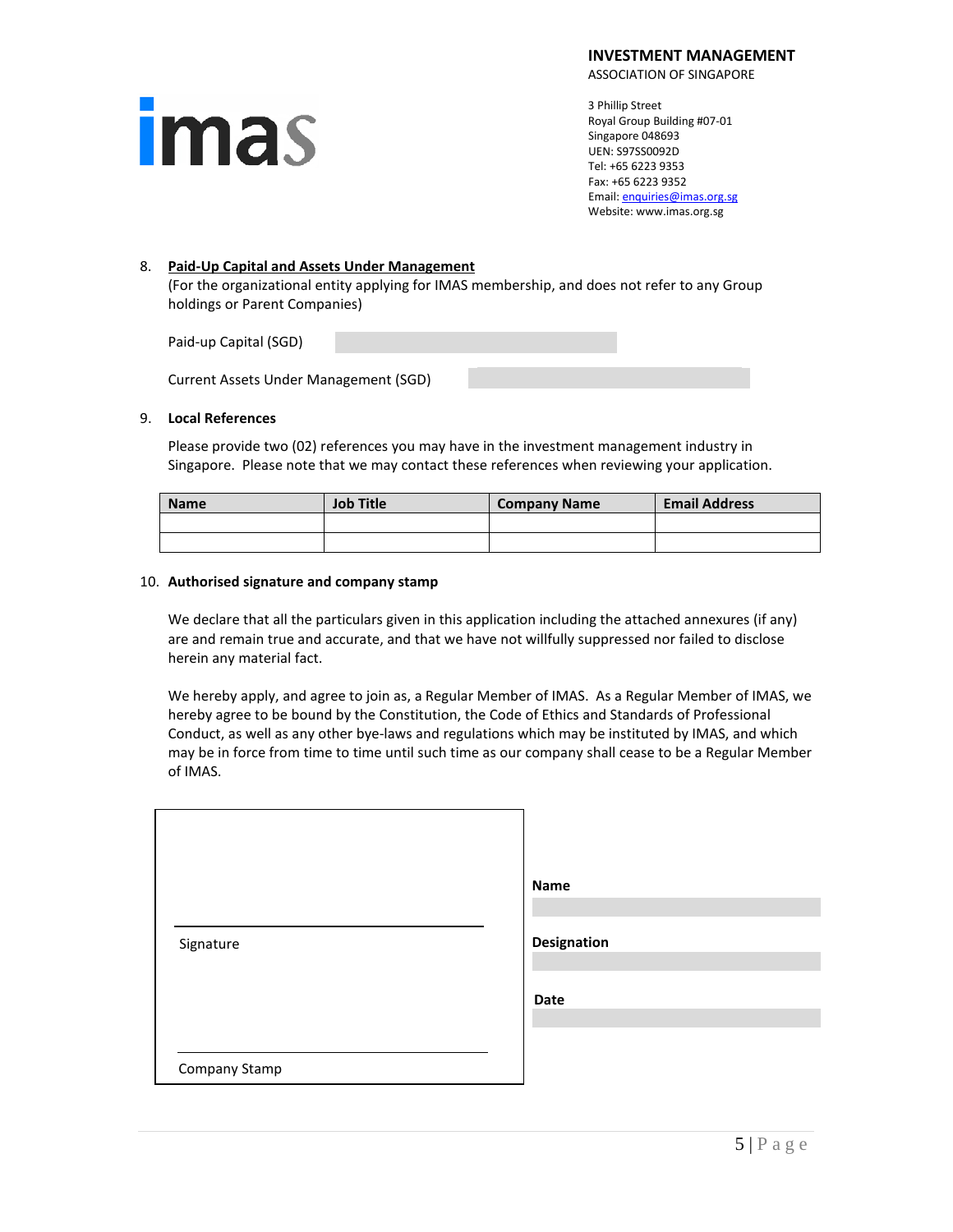**INVESTMENT MANAGEMENT**
ASSOCIATION OF SINGAPORE

3 Phillip Street
Royal Group Building #07-01
Singapore 048693
UEN: S97SS0092D
Tel: +65 6223 9353
Fax: +65 6223 9352
Email: enquiries@imas.org.sg
Website: www.imas.org.sg

8. **Paid-Up Capital and Assets Under Management**
(For the organizational entity applying for IMAS membership, and does not refer to any Group holdings or Parent Companies)

Paid-up Capital (SGD)

Current Assets Under Management (SGD)

9. **Local References**

Please provide two (02) references you may have in the investment management industry in Singapore. Please note that we may contact these references when reviewing your application.

| Name | Job Title | Company Name | Email Address |
|---|---|---|---|
| | | | |
| | | | |

10. **Authorised signature and company stamp**

We declare that all the particulars given in this application including the attached annexures (if any) are and remain true and accurate, and that we have not willfully suppressed nor failed to disclose herein any material fact.

We hereby apply, and agree to join as, a Regular Member of IMAS. As a Regular Member of IMAS, we hereby agree to be bound by the Constitution, the Code of Ethics and Standards of Professional Conduct, as well as any other bye-laws and regulations which may be instituted by IMAS, and which may be in force from time to time until such time as our company shall cease to be a Regular Member of IMAS.

Signature

Company Stamp

**Name**

**Designation**

**Date**